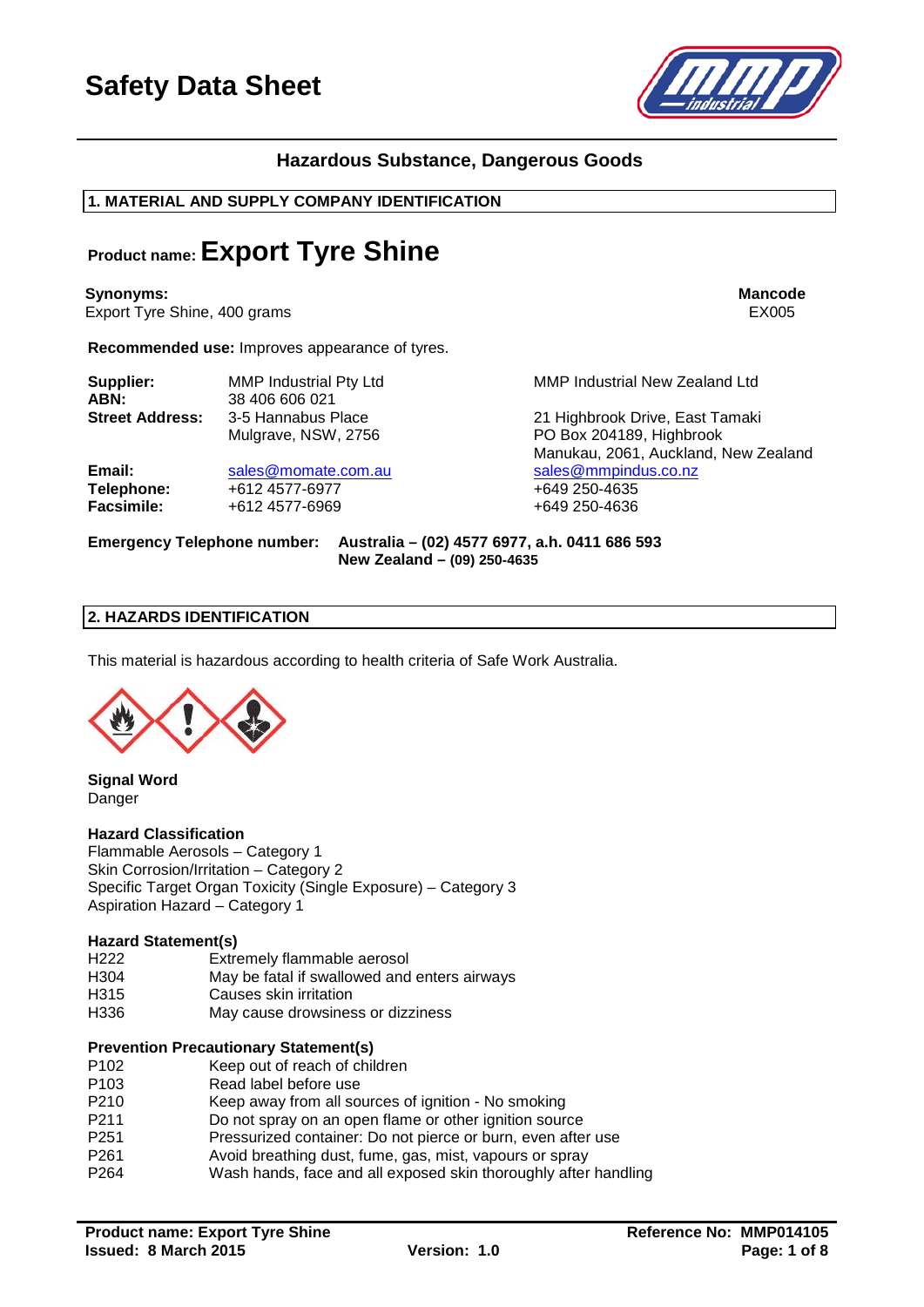# Safety Data Sheet

### Hazardous Substance, Dangerous Goods

## 1. MATERIAL AND SUPPLY COMPANY IDENTIFICATION

**Product name: Export Tyre Shine**

| **Synonyms:** | **Mancode** |
|---|---|
| Export Tyre Shine, 400 grams | EX005 |

**Recommended use:** Improves appearance of tyres.

| | | |
|---|---|---|
| **Supplier:** | MMP Industrial Pty Ltd | MMP Industrial New Zealand Ltd |
| **ABN:** | 38 406 606 021 | |
| **Street Address:** | 3-5 Hannabus Place<br>Mulgrave, NSW, 2756 | 21 Highbrook Drive, East Tamaki<br>PO Box 204189, Highbrook<br>Manukau, 2061, Auckland, New Zealand |
| **Email:** | sales@momate.com.au | sales@mmpindus.co.nz |
| **Telephone:** | +612 4577-6977 | +649 250-4635 |
| **Facsimile:** | +612 4577-6969 | +649 250-4636 |

**Emergency Telephone number:** **Australia – (02) 4577 6977, a.h. 0411 686 593**
**New Zealand – (09) 250-4635**

## 2. HAZARDS IDENTIFICATION

This material is hazardous according to health criteria of Safe Work Australia.

**Signal Word**
Danger

**Hazard Classification**
Flammable Aerosols – Category 1
Skin Corrosion/Irritation – Category 2
Specific Target Organ Toxicity (Single Exposure) – Category 3
Aspiration Hazard – Category 1

**Hazard Statement(s)**

| | |
|---|---|
| H222 | Extremely flammable aerosol |
| H304 | May be fatal if swallowed and enters airways |
| H315 | Causes skin irritation |
| H336 | May cause drowsiness or dizziness |

**Prevention Precautionary Statement(s)**

| | |
|---|---|
| P102 | Keep out of reach of children |
| P103 | Read label before use |
| P210 | Keep away from all sources of ignition - No smoking |
| P211 | Do not spray on an open flame or other ignition source |
| P251 | Pressurized container: Do not pierce or burn, even after use |
| P261 | Avoid breathing dust, fume, gas, mist, vapours or spray |
| P264 | Wash hands, face and all exposed skin thoroughly after handling |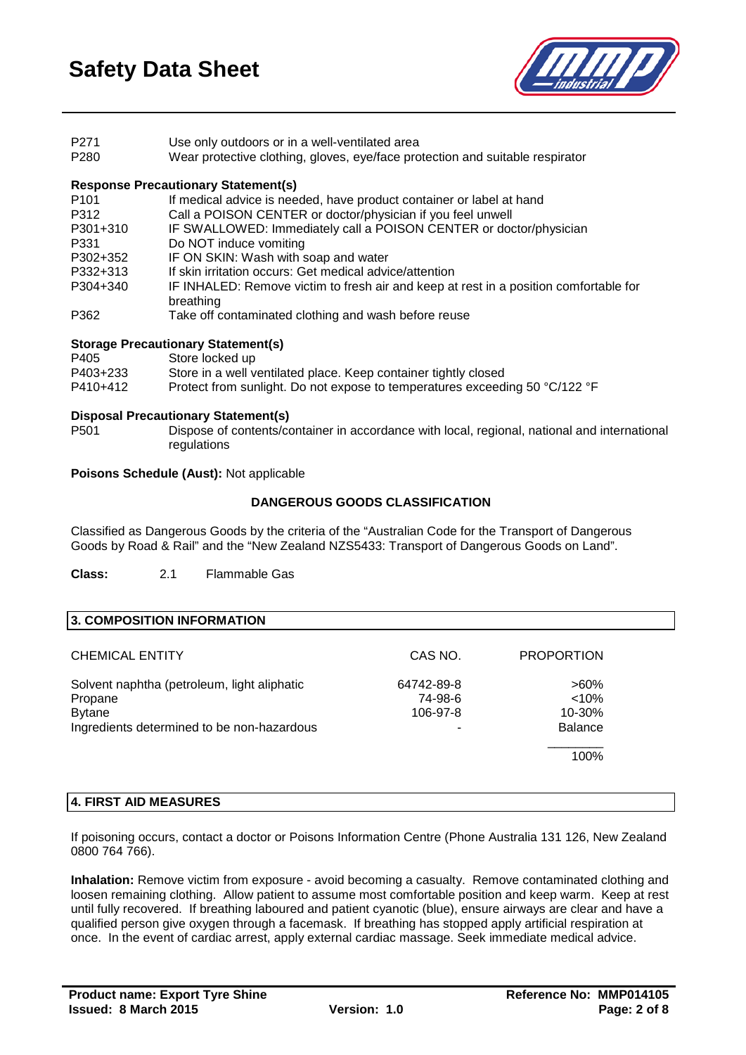| | |
|---|---|
| P271 | Use only outdoors or in a well-ventilated area |
| P280 | Wear protective clothing, gloves, eye/face protection and suitable respirator |

**Response Precautionary Statement(s)**

| | |
|---|---|
| P101 | If medical advice is needed, have product container or label at hand |
| P312 | Call a POISON CENTER or doctor/physician if you feel unwell |
| P301+310 | IF SWALLOWED: Immediately call a POISON CENTER or doctor/physician |
| P331 | Do NOT induce vomiting |
| P302+352 | IF ON SKIN: Wash with soap and water |
| P332+313 | If skin irritation occurs: Get medical advice/attention |
| P304+340 | IF INHALED: Remove victim to fresh air and keep at rest in a position comfortable for breathing |
| P362 | Take off contaminated clothing and wash before reuse |

**Storage Precautionary Statement(s)**

| | |
|---|---|
| P405 | Store locked up |
| P403+233 | Store in a well ventilated place. Keep container tightly closed |
| P410+412 | Protect from sunlight. Do not expose to temperatures exceeding 50 °C/122 °F |

**Disposal Precautionary Statement(s)**

| | |
|---|---|
| P501 | Dispose of contents/container in accordance with local, regional, national and international regulations |

**Poisons Schedule (Aust):** Not applicable

**DANGEROUS GOODS CLASSIFICATION**

Classified as Dangerous Goods by the criteria of the "Australian Code for the Transport of Dangerous Goods by Road & Rail" and the "New Zealand NZS5433: Transport of Dangerous Goods on Land".

**Class:** 2.1 Flammable Gas

## 3. COMPOSITION INFORMATION

| CHEMICAL ENTITY | CAS NO. | PROPORTION |
|---|---|---|
| Solvent naphtha (petroleum, light aliphatic | 64742-89-8 | >60% |
| Propane | 74-98-6 | <10% |
| Bytane | 106-97-8 | 10-30% |
| Ingredients determined to be non-hazardous | - | Balance |
| | | 100% |

## 4. FIRST AID MEASURES

If poisoning occurs, contact a doctor or Poisons Information Centre (Phone Australia 131 126, New Zealand 0800 764 766).

**Inhalation:** Remove victim from exposure - avoid becoming a casualty. Remove contaminated clothing and loosen remaining clothing. Allow patient to assume most comfortable position and keep warm. Keep at rest until fully recovered. If breathing laboured and patient cyanotic (blue), ensure airways are clear and have a qualified person give oxygen through a facemask. If breathing has stopped apply artificial respiration at once. In the event of cardiac arrest, apply external cardiac massage. Seek immediate medical advice.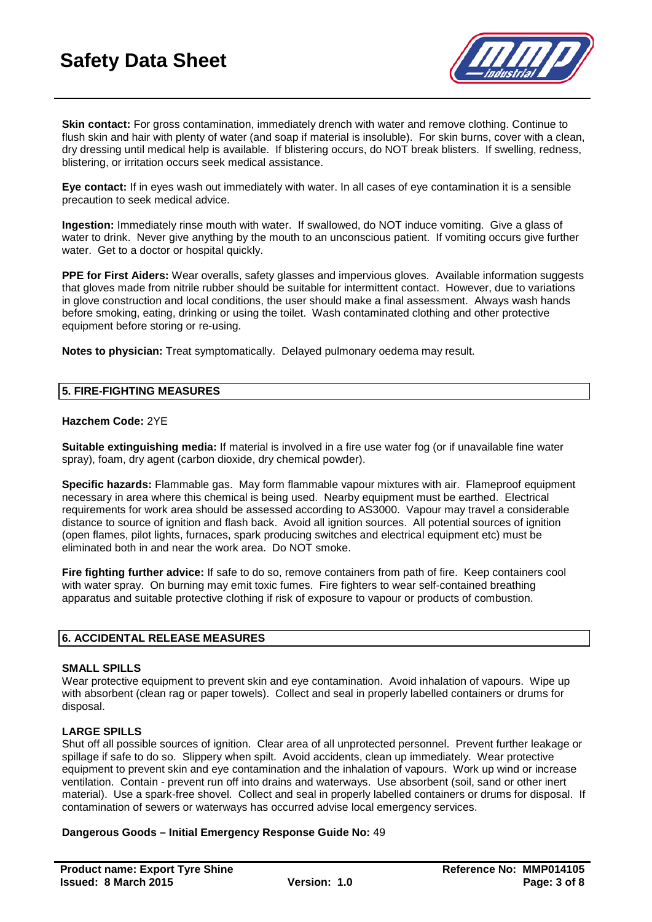**Skin contact:** For gross contamination, immediately drench with water and remove clothing. Continue to flush skin and hair with plenty of water (and soap if material is insoluble). For skin burns, cover with a clean, dry dressing until medical help is available. If blistering occurs, do NOT break blisters. If swelling, redness, blistering, or irritation occurs seek medical assistance.

**Eye contact:** If in eyes wash out immediately with water. In all cases of eye contamination it is a sensible precaution to seek medical advice.

**Ingestion:** Immediately rinse mouth with water. If swallowed, do NOT induce vomiting. Give a glass of water to drink. Never give anything by the mouth to an unconscious patient. If vomiting occurs give further water. Get to a doctor or hospital quickly.

**PPE for First Aiders:** Wear overalls, safety glasses and impervious gloves. Available information suggests that gloves made from nitrile rubber should be suitable for intermittent contact. However, due to variations in glove construction and local conditions, the user should make a final assessment. Always wash hands before smoking, eating, drinking or using the toilet. Wash contaminated clothing and other protective equipment before storing or re-using.

**Notes to physician:** Treat symptomatically. Delayed pulmonary oedema may result.

## 5. FIRE-FIGHTING MEASURES

**Hazchem Code:** 2YE

**Suitable extinguishing media:** If material is involved in a fire use water fog (or if unavailable fine water spray), foam, dry agent (carbon dioxide, dry chemical powder).

**Specific hazards:** Flammable gas. May form flammable vapour mixtures with air. Flameproof equipment necessary in area where this chemical is being used. Nearby equipment must be earthed. Electrical requirements for work area should be assessed according to AS3000. Vapour may travel a considerable distance to source of ignition and flash back. Avoid all ignition sources. All potential sources of ignition (open flames, pilot lights, furnaces, spark producing switches and electrical equipment etc) must be eliminated both in and near the work area. Do NOT smoke.

**Fire fighting further advice:** If safe to do so, remove containers from path of fire. Keep containers cool with water spray. On burning may emit toxic fumes. Fire fighters to wear self-contained breathing apparatus and suitable protective clothing if risk of exposure to vapour or products of combustion.

## 6. ACCIDENTAL RELEASE MEASURES

**SMALL SPILLS**
Wear protective equipment to prevent skin and eye contamination. Avoid inhalation of vapours. Wipe up with absorbent (clean rag or paper towels). Collect and seal in properly labelled containers or drums for disposal.

**LARGE SPILLS**
Shut off all possible sources of ignition. Clear area of all unprotected personnel. Prevent further leakage or spillage if safe to do so. Slippery when spilt. Avoid accidents, clean up immediately. Wear protective equipment to prevent skin and eye contamination and the inhalation of vapours. Work up wind or increase ventilation. Contain - prevent run off into drains and waterways. Use absorbent (soil, sand or other inert material). Use a spark-free shovel. Collect and seal in properly labelled containers or drums for disposal. If contamination of sewers or waterways has occurred advise local emergency services.

**Dangerous Goods – Initial Emergency Response Guide No:** 49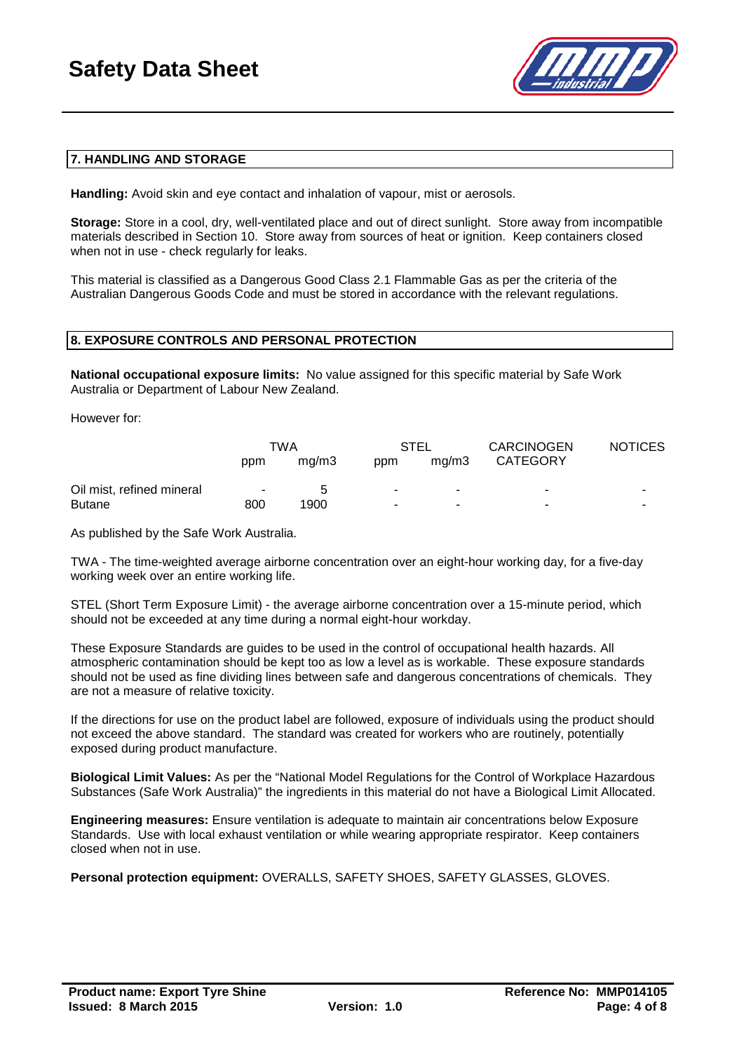## 7. HANDLING AND STORAGE

**Handling:** Avoid skin and eye contact and inhalation of vapour, mist or aerosols.

**Storage:** Store in a cool, dry, well-ventilated place and out of direct sunlight. Store away from incompatible materials described in Section 10. Store away from sources of heat or ignition. Keep containers closed when not in use - check regularly for leaks.

This material is classified as a Dangerous Good Class 2.1 Flammable Gas as per the criteria of the Australian Dangerous Goods Code and must be stored in accordance with the relevant regulations.

## 8. EXPOSURE CONTROLS AND PERSONAL PROTECTION

**National occupational exposure limits:** No value assigned for this specific material by Safe Work Australia or Department of Labour New Zealand.

However for:

| | TWA | | STEL | | CARCINOGEN | NOTICES |
|---|---|---|---|---|---|---|
| | ppm | mg/m3 | ppm | mg/m3 | CATEGORY | |
| Oil mist, refined mineral | - | 5 | - | - | - | - |
| Butane | 800 | 1900 | - | - | - | - |

As published by the Safe Work Australia.

TWA - The time-weighted average airborne concentration over an eight-hour working day, for a five-day working week over an entire working life.

STEL (Short Term Exposure Limit) - the average airborne concentration over a 15-minute period, which should not be exceeded at any time during a normal eight-hour workday.

These Exposure Standards are guides to be used in the control of occupational health hazards. All atmospheric contamination should be kept too as low a level as is workable. These exposure standards should not be used as fine dividing lines between safe and dangerous concentrations of chemicals. They are not a measure of relative toxicity.

If the directions for use on the product label are followed, exposure of individuals using the product should not exceed the above standard. The standard was created for workers who are routinely, potentially exposed during product manufacture.

**Biological Limit Values:** As per the "National Model Regulations for the Control of Workplace Hazardous Substances (Safe Work Australia)" the ingredients in this material do not have a Biological Limit Allocated.

**Engineering measures:** Ensure ventilation is adequate to maintain air concentrations below Exposure Standards. Use with local exhaust ventilation or while wearing appropriate respirator. Keep containers closed when not in use.

**Personal protection equipment:** OVERALLS, SAFETY SHOES, SAFETY GLASSES, GLOVES.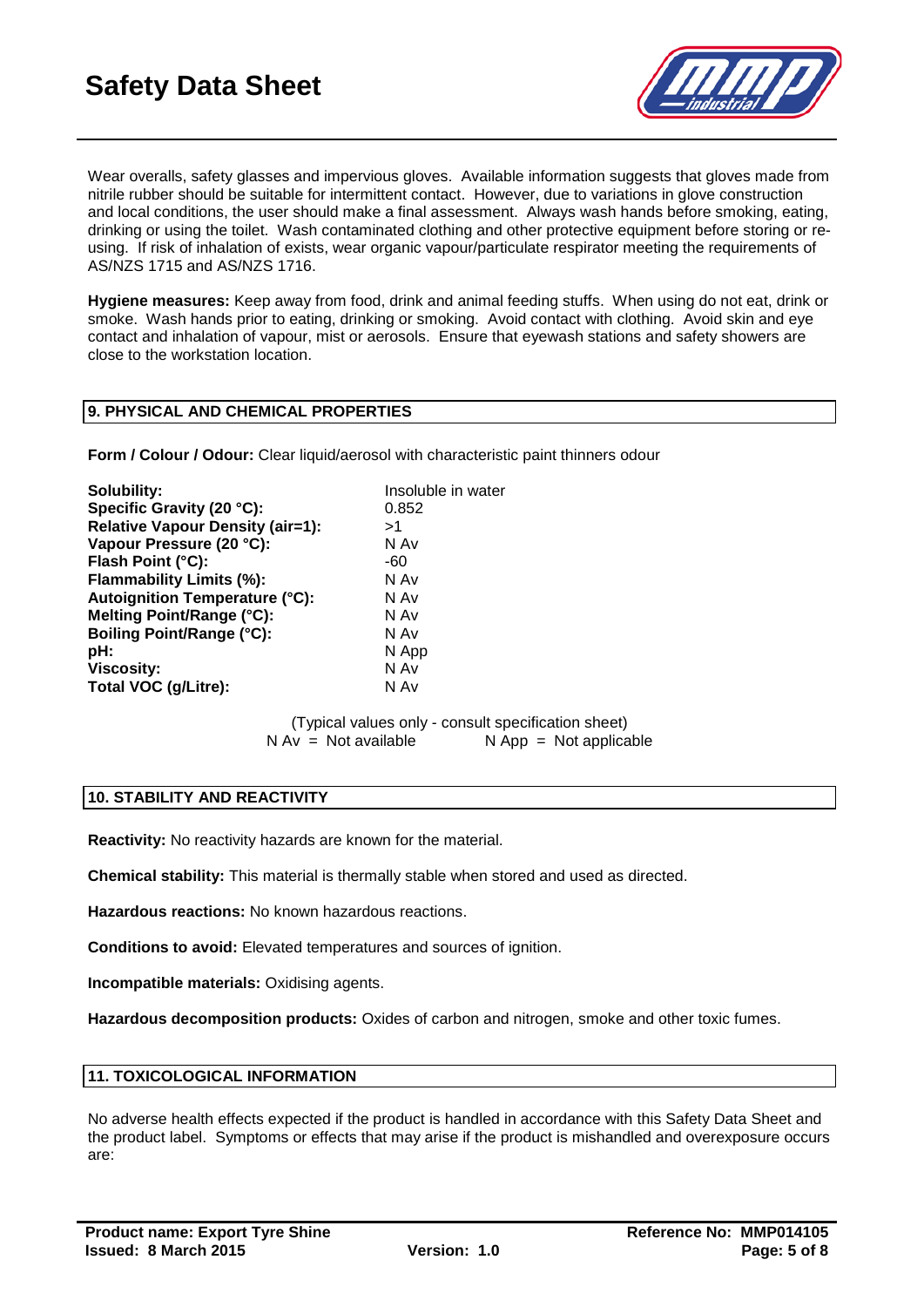Wear overalls, safety glasses and impervious gloves. Available information suggests that gloves made from nitrile rubber should be suitable for intermittent contact. However, due to variations in glove construction and local conditions, the user should make a final assessment. Always wash hands before smoking, eating, drinking or using the toilet. Wash contaminated clothing and other protective equipment before storing or re-using. If risk of inhalation of exists, wear organic vapour/particulate respirator meeting the requirements of AS/NZS 1715 and AS/NZS 1716.

**Hygiene measures:** Keep away from food, drink and animal feeding stuffs. When using do not eat, drink or smoke. Wash hands prior to eating, drinking or smoking. Avoid contact with clothing. Avoid skin and eye contact and inhalation of vapour, mist or aerosols. Ensure that eyewash stations and safety showers are close to the workstation location.

## 9. PHYSICAL AND CHEMICAL PROPERTIES

**Form / Colour / Odour:** Clear liquid/aerosol with characteristic paint thinners odour

| | |
|---|---|
| **Solubility:** | Insoluble in water |
| **Specific Gravity (20 °C):** | 0.852 |
| **Relative Vapour Density (air=1):** | >1 |
| **Vapour Pressure (20 °C):** | N Av |
| **Flash Point (°C):** | -60 |
| **Flammability Limits (%):** | N Av |
| **Autoignition Temperature (°C):** | N Av |
| **Melting Point/Range (°C):** | N Av |
| **Boiling Point/Range (°C):** | N Av |
| **pH:** | N App |
| **Viscosity:** | N Av |
| **Total VOC (g/Litre):** | N Av |

(Typical values only - consult specification sheet)
N Av = Not available N App = Not applicable

## 10. STABILITY AND REACTIVITY

**Reactivity:** No reactivity hazards are known for the material.

**Chemical stability:** This material is thermally stable when stored and used as directed.

**Hazardous reactions:** No known hazardous reactions.

**Conditions to avoid:** Elevated temperatures and sources of ignition.

**Incompatible materials:** Oxidising agents.

**Hazardous decomposition products:** Oxides of carbon and nitrogen, smoke and other toxic fumes.

## 11. TOXICOLOGICAL INFORMATION

No adverse health effects expected if the product is handled in accordance with this Safety Data Sheet and the product label. Symptoms or effects that may arise if the product is mishandled and overexposure occurs are: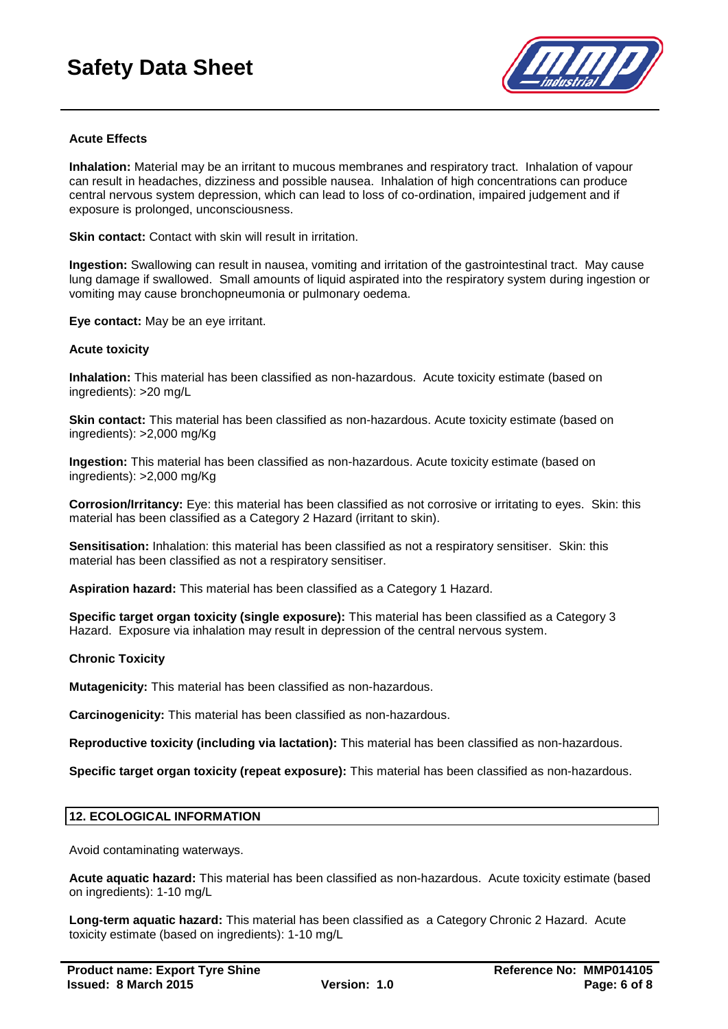### Acute Effects

**Inhalation:** Material may be an irritant to mucous membranes and respiratory tract. Inhalation of vapour can result in headaches, dizziness and possible nausea. Inhalation of high concentrations can produce central nervous system depression, which can lead to loss of co-ordination, impaired judgement and if exposure is prolonged, unconsciousness.

**Skin contact:** Contact with skin will result in irritation.

**Ingestion:** Swallowing can result in nausea, vomiting and irritation of the gastrointestinal tract. May cause lung damage if swallowed. Small amounts of liquid aspirated into the respiratory system during ingestion or vomiting may cause bronchopneumonia or pulmonary oedema.

**Eye contact:** May be an eye irritant.

### Acute toxicity

**Inhalation:** This material has been classified as non-hazardous. Acute toxicity estimate (based on ingredients): >20 mg/L

**Skin contact:** This material has been classified as non-hazardous. Acute toxicity estimate (based on ingredients): >2,000 mg/Kg

**Ingestion:** This material has been classified as non-hazardous. Acute toxicity estimate (based on ingredients): >2,000 mg/Kg

**Corrosion/Irritancy:** Eye: this material has been classified as not corrosive or irritating to eyes. Skin: this material has been classified as a Category 2 Hazard (irritant to skin).

**Sensitisation:** Inhalation: this material has been classified as not a respiratory sensitiser. Skin: this material has been classified as not a respiratory sensitiser.

**Aspiration hazard:** This material has been classified as a Category 1 Hazard.

**Specific target organ toxicity (single exposure):** This material has been classified as a Category 3 Hazard. Exposure via inhalation may result in depression of the central nervous system.

### Chronic Toxicity

**Mutagenicity:** This material has been classified as non-hazardous.

**Carcinogenicity:** This material has been classified as non-hazardous.

**Reproductive toxicity (including via lactation):** This material has been classified as non-hazardous.

**Specific target organ toxicity (repeat exposure):** This material has been classified as non-hazardous.

## 12. ECOLOGICAL INFORMATION

Avoid contaminating waterways.

**Acute aquatic hazard:** This material has been classified as non-hazardous. Acute toxicity estimate (based on ingredients): 1-10 mg/L

**Long-term aquatic hazard:** This material has been classified as a Category Chronic 2 Hazard. Acute toxicity estimate (based on ingredients): 1-10 mg/L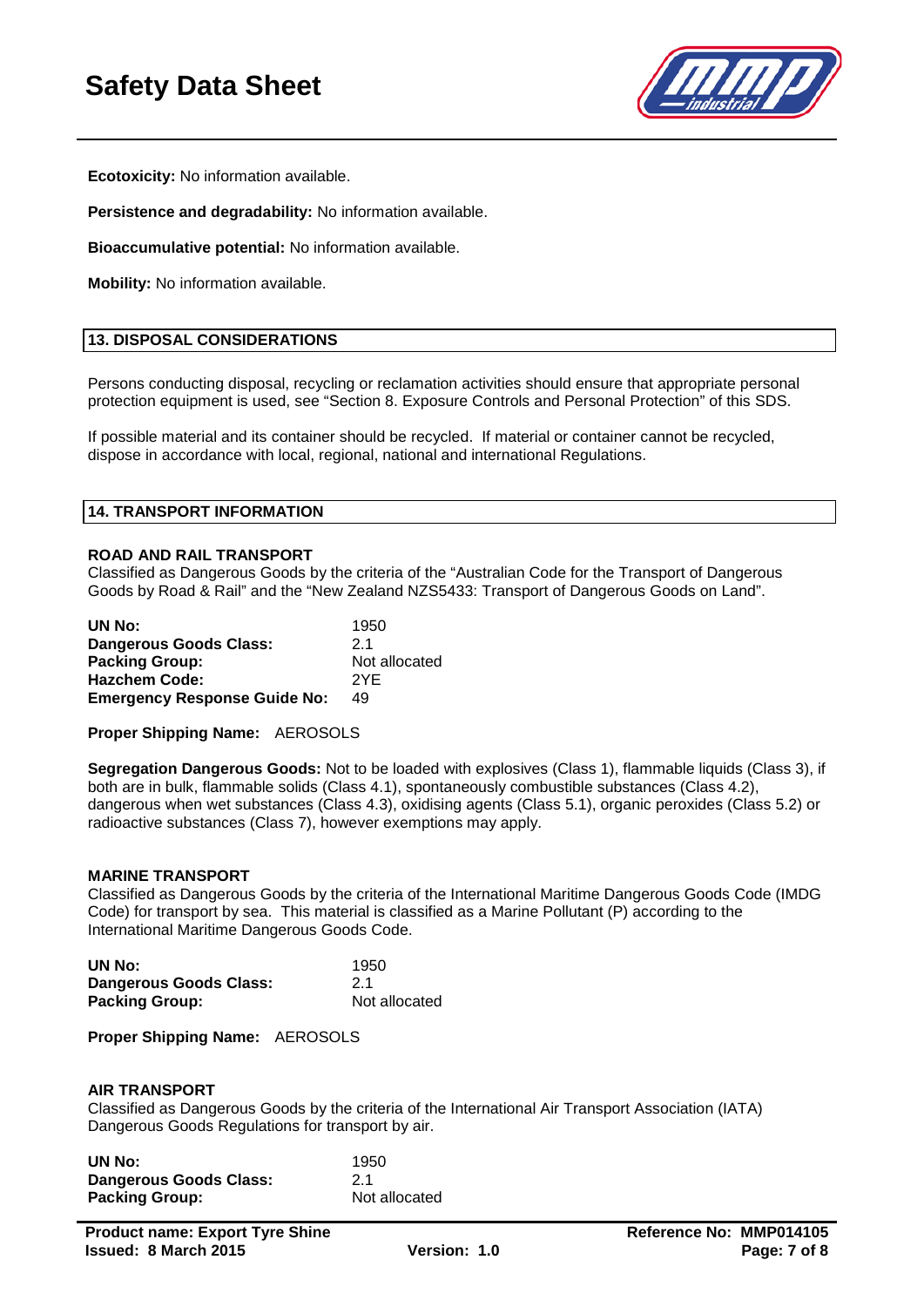**Ecotoxicity:** No information available.

**Persistence and degradability:** No information available.

**Bioaccumulative potential:** No information available.

**Mobility:** No information available.

## 13. DISPOSAL CONSIDERATIONS

Persons conducting disposal, recycling or reclamation activities should ensure that appropriate personal protection equipment is used, see "Section 8. Exposure Controls and Personal Protection" of this SDS.

If possible material and its container should be recycled. If material or container cannot be recycled, dispose in accordance with local, regional, national and international Regulations.

## 14. TRANSPORT INFORMATION

**ROAD AND RAIL TRANSPORT**
Classified as Dangerous Goods by the criteria of the "Australian Code for the Transport of Dangerous Goods by Road & Rail" and the "New Zealand NZS5433: Transport of Dangerous Goods on Land".

| | |
|---|---|
| **UN No:** | 1950 |
| **Dangerous Goods Class:** | 2.1 |
| **Packing Group:** | Not allocated |
| **Hazchem Code:** | 2YE |
| **Emergency Response Guide No:** | 49 |

**Proper Shipping Name:** AEROSOLS

**Segregation Dangerous Goods:** Not to be loaded with explosives (Class 1), flammable liquids (Class 3), if both are in bulk, flammable solids (Class 4.1), spontaneously combustible substances (Class 4.2), dangerous when wet substances (Class 4.3), oxidising agents (Class 5.1), organic peroxides (Class 5.2) or radioactive substances (Class 7), however exemptions may apply.

**MARINE TRANSPORT**
Classified as Dangerous Goods by the criteria of the International Maritime Dangerous Goods Code (IMDG Code) for transport by sea. This material is classified as a Marine Pollutant (P) according to the International Maritime Dangerous Goods Code.

| | |
|---|---|
| **UN No:** | 1950 |
| **Dangerous Goods Class:** | 2.1 |
| **Packing Group:** | Not allocated |

**Proper Shipping Name:** AEROSOLS

**AIR TRANSPORT**
Classified as Dangerous Goods by the criteria of the International Air Transport Association (IATA) Dangerous Goods Regulations for transport by air.

| | |
|---|---|
| **UN No:** | 1950 |
| **Dangerous Goods Class:** | 2.1 |
| **Packing Group:** | Not allocated |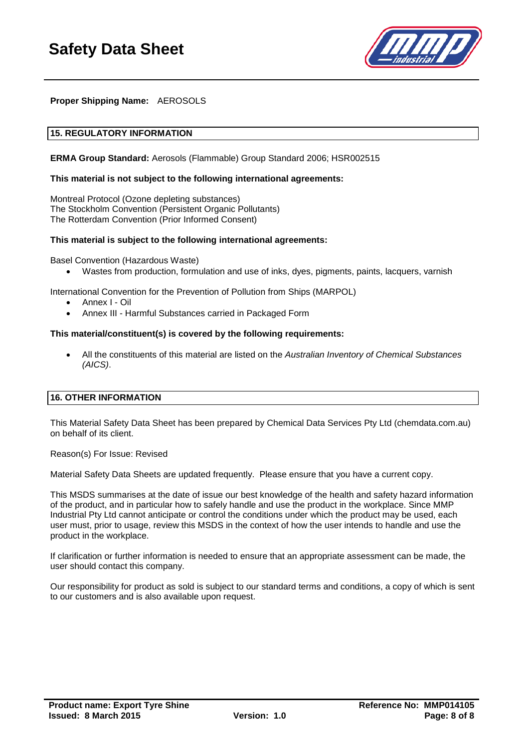**Proper Shipping Name:** AEROSOLS

## 15. REGULATORY INFORMATION

**ERMA Group Standard:** Aerosols (Flammable) Group Standard 2006; HSR002515

**This material is not subject to the following international agreements:**

Montreal Protocol (Ozone depleting substances)
The Stockholm Convention (Persistent Organic Pollutants)
The Rotterdam Convention (Prior Informed Consent)

**This material is subject to the following international agreements:**

Basel Convention (Hazardous Waste)

- Wastes from production, formulation and use of inks, dyes, pigments, paints, lacquers, varnish

International Convention for the Prevention of Pollution from Ships (MARPOL)

- Annex I - Oil
- Annex III - Harmful Substances carried in Packaged Form

**This material/constituent(s) is covered by the following requirements:**

- All the constituents of this material are listed on the *Australian Inventory of Chemical Substances (AICS)*.

## 16. OTHER INFORMATION

This Material Safety Data Sheet has been prepared by Chemical Data Services Pty Ltd (chemdata.com.au) on behalf of its client.

Reason(s) For Issue: Revised

Material Safety Data Sheets are updated frequently. Please ensure that you have a current copy.

This MSDS summarises at the date of issue our best knowledge of the health and safety hazard information of the product, and in particular how to safely handle and use the product in the workplace. Since MMP Industrial Pty Ltd cannot anticipate or control the conditions under which the product may be used, each user must, prior to usage, review this MSDS in the context of how the user intends to handle and use the product in the workplace.

If clarification or further information is needed to ensure that an appropriate assessment can be made, the user should contact this company.

Our responsibility for product as sold is subject to our standard terms and conditions, a copy of which is sent to our customers and is also available upon request.